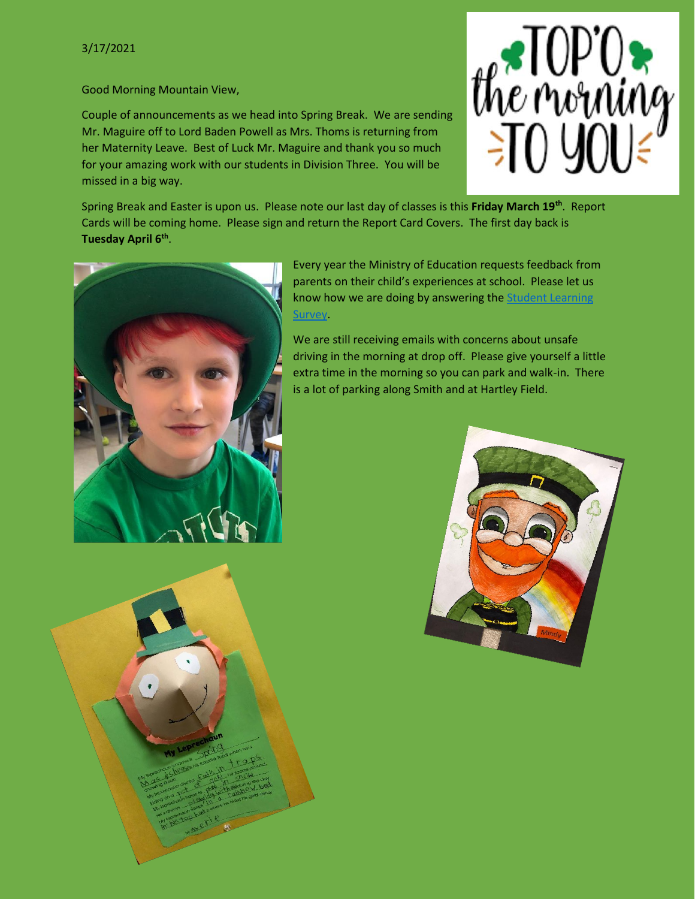3/17/2021

Good Morning Mountain View,

Couple of announcements as we head into Spring Break. We are sending Mr. Maguire off to Lord Baden Powell as Mrs. Thoms is returning from her Maternity Leave. Best of Luck Mr. Maguire and thank you so much for your amazing work with our students in Division Three. You will be missed in a big way.

Spring Break and Easter is upon us. Please note our last day of classes is this **Friday March 19th**. Report Cards will be coming home. Please sign and return the Report Card Covers. The first day back is **Tuesday April 6th**.

Every year the Ministry of Education requests feedback from parents on their child's experiences at school. Please let us know how we are doing by answering the [Student Learning Survey](#).

We are still receiving emails with concerns about unsafe driving in the morning at drop off. Please give yourself a little extra time in the morning so you can park and walk-in. There is a lot of parking along Smith and at Hartley Field.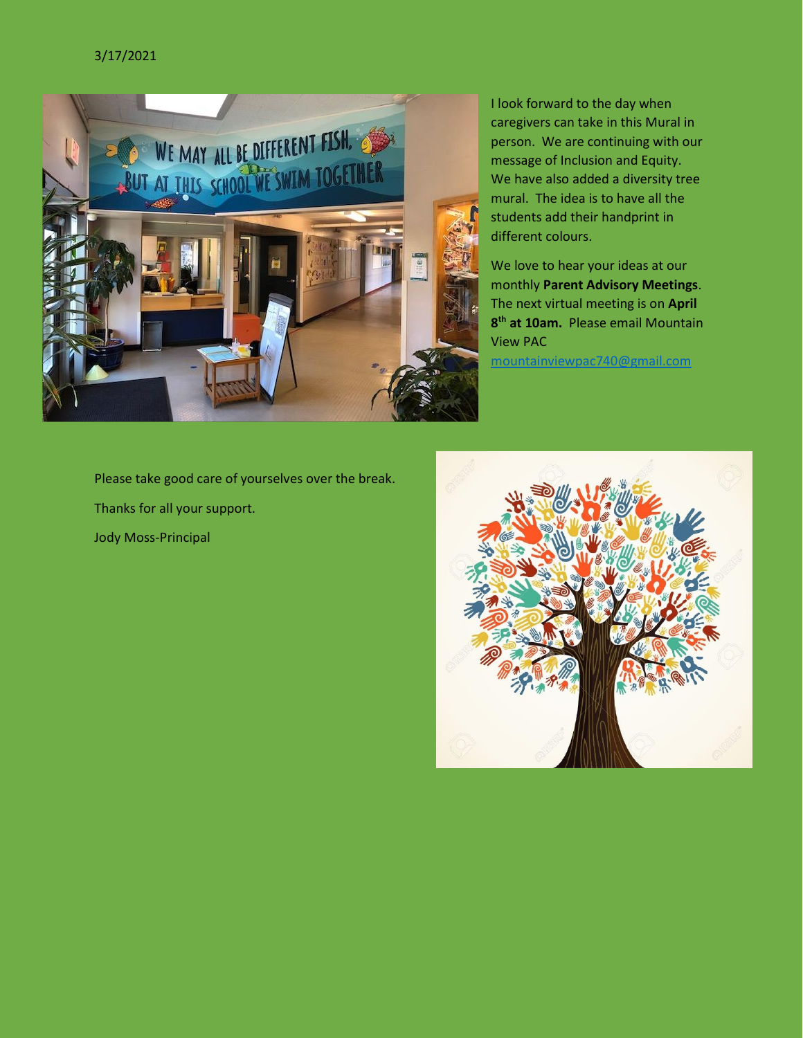3/17/2021

I look forward to the day when caregivers can take in this Mural in person. We are continuing with our message of Inclusion and Equity. We have also added a diversity tree mural. The idea is to have all the students add their handprint in different colours.

We love to hear your ideas at our monthly **Parent Advisory Meetings**. The next virtual meeting is on **April 8th at 10am.** Please email Mountain View PAC [mountainviewpac740@gmail.com](mailto:mountainviewpac740@gmail.com)

Please take good care of yourselves over the break.

Thanks for all your support.

Jody Moss-Principal